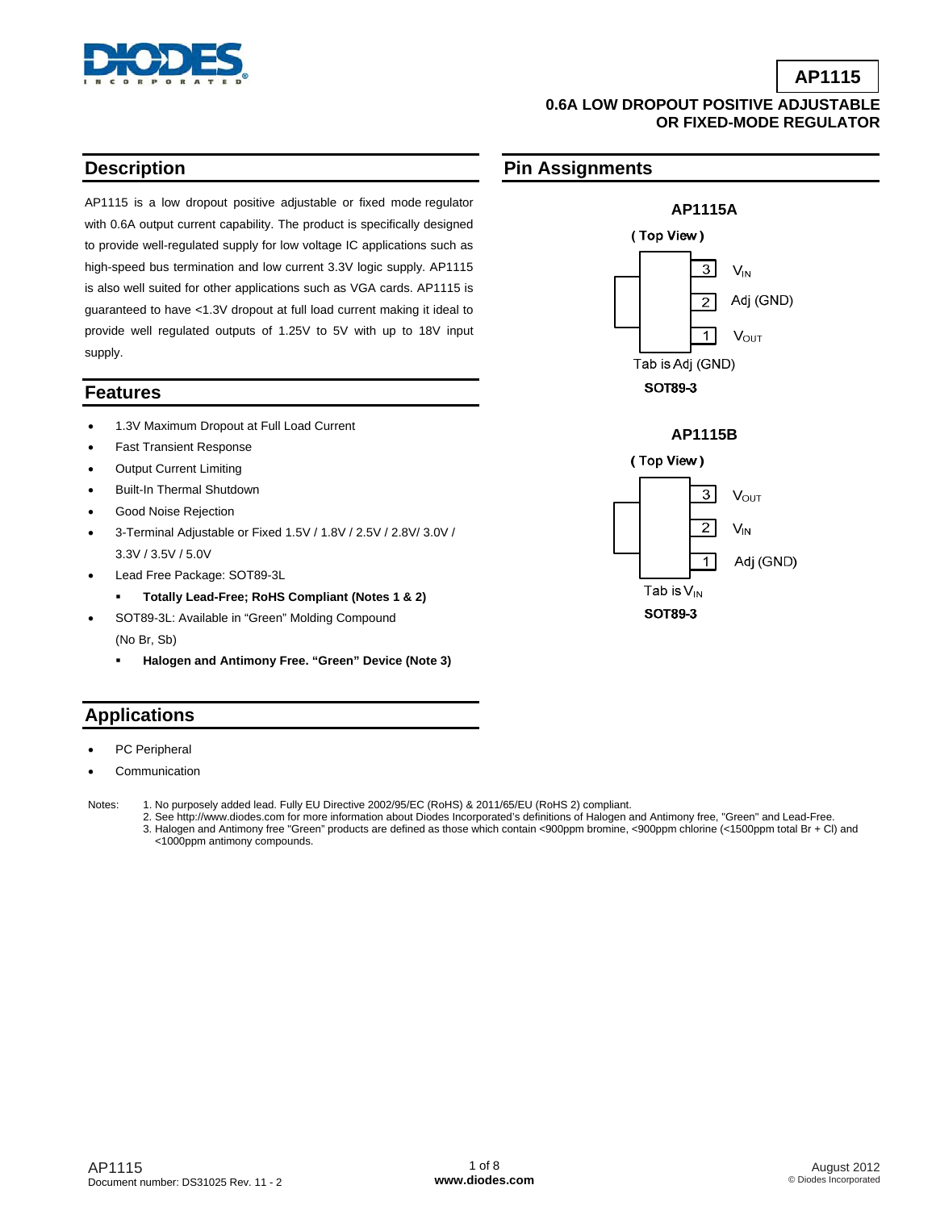# AP1115

## 0.6A LOW DROPOUT POSITIVE ADJUSTABLE OR FIXED-MODE REGULATOR

## Description

AP1115 is a low dropout positive adjustable or fixed mode regulator with 0.6A output current capability. The product is specifically designed to provide well-regulated supply for low voltage IC applications such as high-speed bus termination and low current 3.3V logic supply. AP1115 is also well suited for other applications such as VGA cards. AP1115 is guaranteed to have <1.3V dropout at full load current making it ideal to provide well regulated outputs of 1.25V to 5V with up to 18V input supply.

## Features

- 1.3V Maximum Dropout at Full Load Current
- Fast Transient Response
- Output Current Limiting
- Built-In Thermal Shutdown
- Good Noise Rejection
- 3-Terminal Adjustable or Fixed 1.5V / 1.8V / 2.5V / 2.8V/ 3.0V / 3.3V / 3.5V / 5.0V
- Lead Free Package: SOT89-3L
  - **Totally Lead-Free; RoHS Compliant (Notes 1 & 2)**
- SOT89-3L: Available in "Green" Molding Compound (No Br, Sb)
  - **Halogen and Antimony Free. "Green" Device (Note 3)**

## Applications

- PC Peripheral
- Communication

## Pin Assignments

**AP1115A**

(Top View)

| Pin | Function |
|---|---|
| 3 | $V_{IN}$ |
| 2 | Adj (GND) |
| 1 | $V_{OUT}$ |

Tab is Adj (GND)

**SOT89-3**

**AP1115B**

(Top View)

| Pin | Function |
|---|---|
| 3 | $V_{OUT}$ |
| 2 | $V_{IN}$ |
| 1 | Adj (GND) |

Tab is $V_{IN}$

**SOT89-3**

Notes:
1. No purposely added lead. Fully EU Directive 2002/95/EC (RoHS) & 2011/65/EU (RoHS 2) compliant.
2. See http://www.diodes.com for more information about Diodes Incorporated's definitions of Halogen and Antimony free, "Green" and Lead-Free.
3. Halogen and Antimony free "Green" products are defined as those which contain <900ppm bromine, <900ppm chlorine (<1500ppm total Br + Cl) and <1000ppm antimony compounds.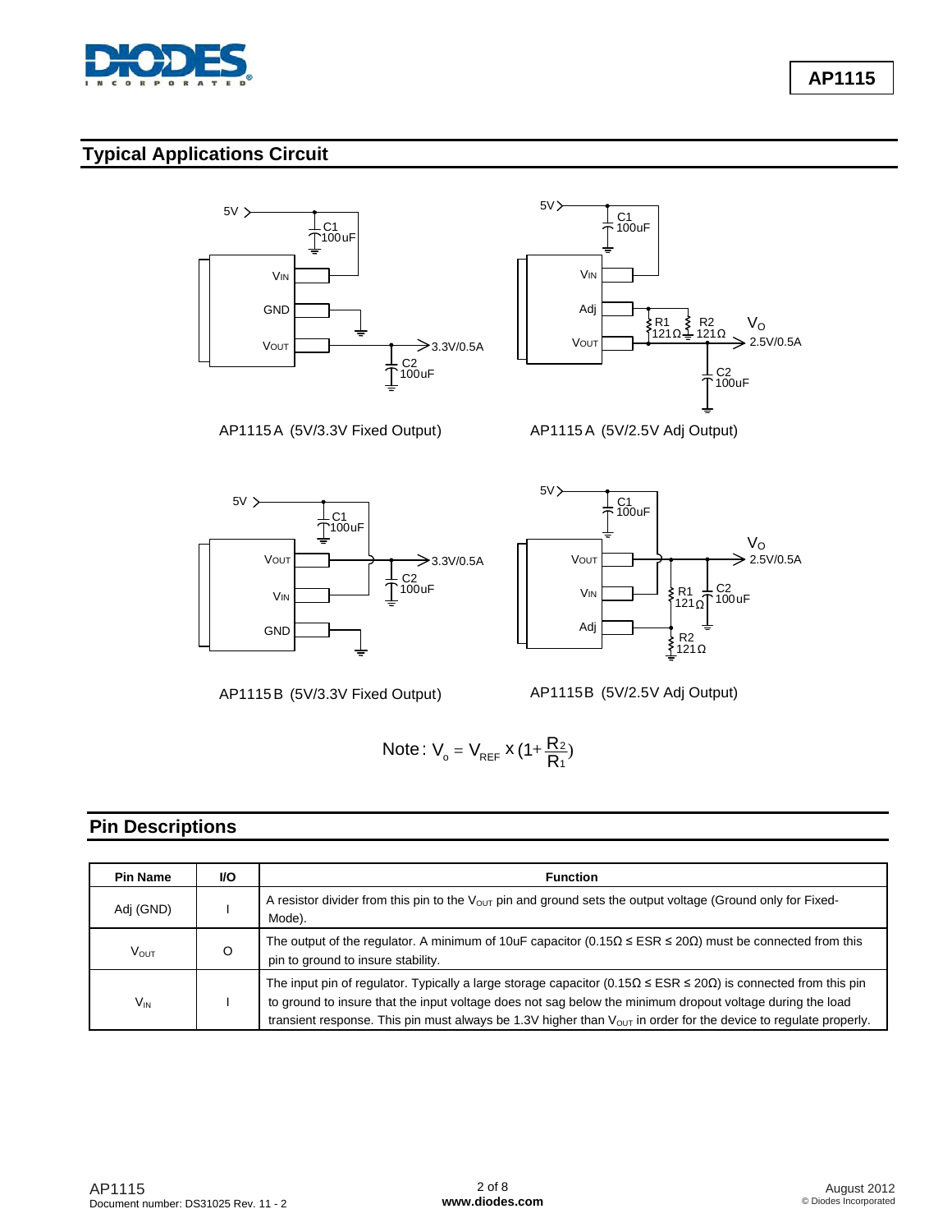## Typical Applications Circuit

AP1115A (5V/3.3V Fixed Output)

AP1115A (5V/2.5V Adj Output)

AP1115B (5V/3.3V Fixed Output)

AP1115B (5V/2.5V Adj Output)

Note: $V_o = V_{REF} \times (1 + \frac{R_2}{R_1})$

## Pin Descriptions

| Pin Name | I/O | Function |
|---|---|---|
| Adj (GND) | I | A resistor divider from this pin to the $V_{OUT}$ pin and ground sets the output voltage (Ground only for Fixed-Mode). |
| $V_{OUT}$ | O | The output of the regulator. A minimum of 10uF capacitor (0.15Ω ≤ ESR ≤ 20Ω) must be connected from this pin to ground to insure stability. |
| $V_{IN}$ | I | The input pin of regulator. Typically a large storage capacitor (0.15Ω ≤ ESR ≤ 20Ω) is connected from this pin to ground to insure that the input voltage does not sag below the minimum dropout voltage during the load transient response. This pin must always be 1.3V higher than $V_{OUT}$ in order for the device to regulate properly. |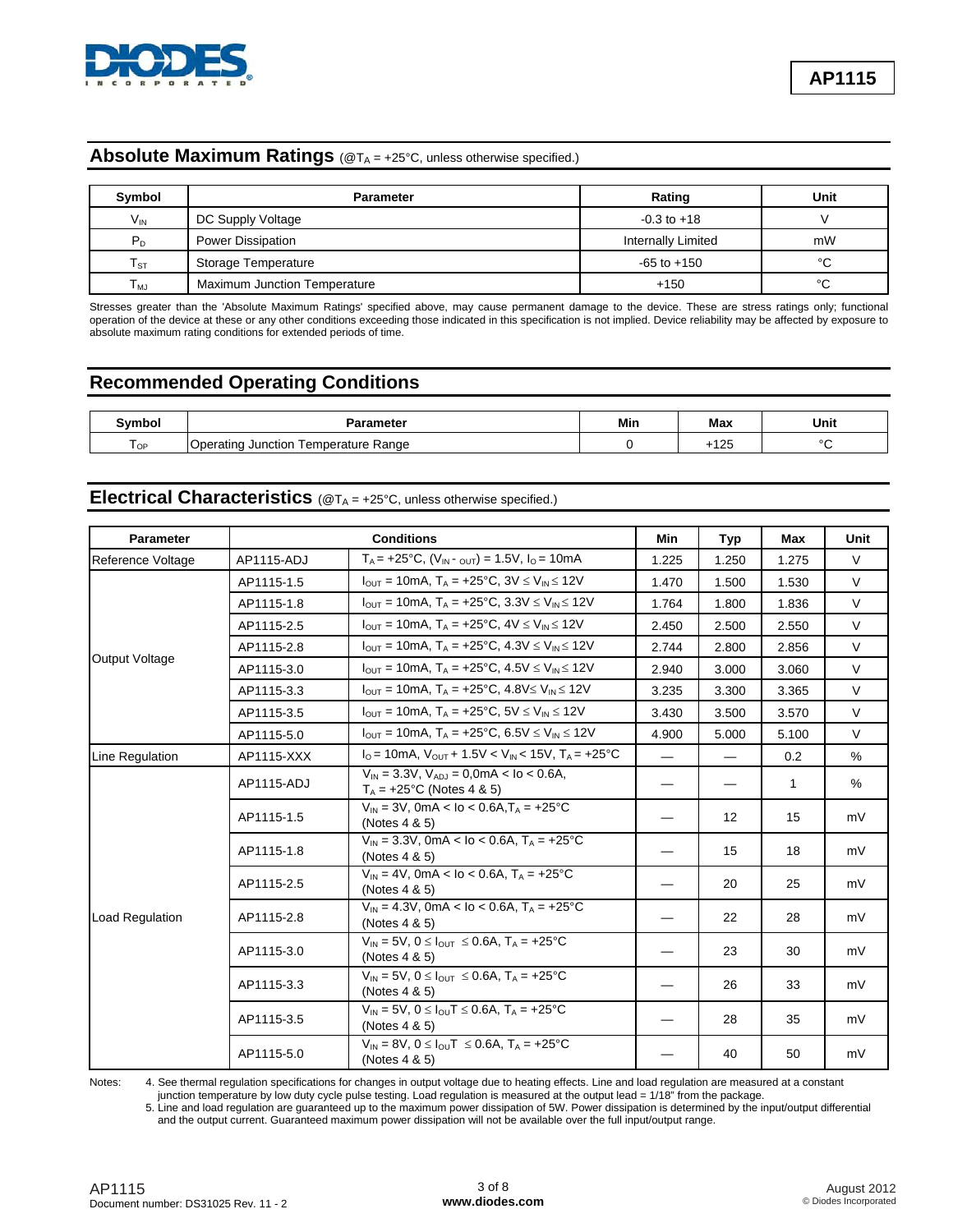## Absolute Maximum Ratings (@$T_A$ = +25°C, unless otherwise specified.)

| Symbol | Parameter | Rating | Unit |
|---|---|---|---|
| $V_{IN}$ | DC Supply Voltage | -0.3 to +18 | V |
| $P_D$ | Power Dissipation | Internally Limited | mW |
| $T_{ST}$ | Storage Temperature | -65 to +150 | °C |
| $T_{MJ}$ | Maximum Junction Temperature | +150 | °C |

Stresses greater than the 'Absolute Maximum Ratings' specified above, may cause permanent damage to the device. These are stress ratings only; functional operation of the device at these or any other conditions exceeding those indicated in this specification is not implied. Device reliability may be affected by exposure to absolute maximum rating conditions for extended periods of time.

## Recommended Operating Conditions

| Symbol | Parameter | Min | Max | Unit |
|---|---|---|---|---|
| $T_{OP}$ | Operating Junction Temperature Range | 0 | +125 | °C |

## Electrical Characteristics (@$T_A$ = +25°C, unless otherwise specified.)

| Parameter | Conditions | | Min | Typ | Max | Unit |
|---|---|---|---|---|---|---|
| Reference Voltage | AP1115-ADJ | $T_A$ = +25°C, ($V_{IN - OUT}$) = 1.5V, $I_O$ = 10mA | 1.225 | 1.250 | 1.275 | V |
| Output Voltage | AP1115-1.5 | $I_{OUT}$ = 10mA, $T_A$ = +25°C, 3V ≤ $V_{IN}$ ≤ 12V | 1.470 | 1.500 | 1.530 | V |
| | AP1115-1.8 | $I_{OUT}$ = 10mA, $T_A$ = +25°C, 3.3V ≤ $V_{IN}$ ≤ 12V | 1.764 | 1.800 | 1.836 | V |
| | AP1115-2.5 | $I_{OUT}$ = 10mA, $T_A$ = +25°C, 4V ≤ $V_{IN}$ ≤ 12V | 2.450 | 2.500 | 2.550 | V |
| | AP1115-2.8 | $I_{OUT}$ = 10mA, $T_A$ = +25°C, 4.3V ≤ $V_{IN}$ ≤ 12V | 2.744 | 2.800 | 2.856 | V |
| | AP1115-3.0 | $I_{OUT}$ = 10mA, $T_A$ = +25°C, 4.5V ≤ $V_{IN}$ ≤ 12V | 2.940 | 3.000 | 3.060 | V |
| | AP1115-3.3 | $I_{OUT}$ = 10mA, $T_A$ = +25°C, 4.8V≤ $V_{IN}$ ≤ 12V | 3.235 | 3.300 | 3.365 | V |
| | AP1115-3.5 | $I_{OUT}$ = 10mA, $T_A$ = +25°C, 5V ≤ $V_{IN}$ ≤ 12V | 3.430 | 3.500 | 3.570 | V |
| | AP1115-5.0 | $I_{OUT}$ = 10mA, $T_A$ = +25°C, 6.5V ≤ $V_{IN}$ ≤ 12V | 4.900 | 5.000 | 5.100 | V |
| Line Regulation | AP1115-XXX | $I_O$ = 10mA, $V_{OUT}$ + 1.5V < $V_{IN}$ < 15V, $T_A$ = +25°C | — | — | 0.2 | % |
| Load Regulation | AP1115-ADJ | $V_{IN}$ = 3.3V, $V_{ADJ}$ = 0,0mA < Io < 0.6A, $T_A$ = +25°C (Notes 4 & 5) | — | — | 1 | % |
| | AP1115-1.5 | $V_{IN}$ = 3V, 0mA < Io < 0.6A, $T_A$ = +25°C (Notes 4 & 5) | — | 12 | 15 | mV |
| | AP1115-1.8 | $V_{IN}$ = 3.3V, 0mA < Io < 0.6A, $T_A$ = +25°C (Notes 4 & 5) | — | 15 | 18 | mV |
| | AP1115-2.5 | $V_{IN}$ = 4V, 0mA < Io < 0.6A, $T_A$ = +25°C (Notes 4 & 5) | — | 20 | 25 | mV |
| | AP1115-2.8 | $V_{IN}$ = 4.3V, 0mA < Io < 0.6A, $T_A$ = +25°C (Notes 4 & 5) | — | 22 | 28 | mV |
| | AP1115-3.0 | $V_{IN}$ = 5V, 0 ≤ $I_{OUT}$ ≤ 0.6A, $T_A$ = +25°C (Notes 4 & 5) | — | 23 | 30 | mV |
| | AP1115-3.3 | $V_{IN}$ = 5V, 0 ≤ $I_{OUT}$ ≤ 0.6A, $T_A$ = +25°C (Notes 4 & 5) | — | 26 | 33 | mV |
| | AP1115-3.5 | $V_{IN}$ = 5V, 0 ≤ $I_{OU}$T ≤ 0.6A, $T_A$ = +25°C (Notes 4 & 5) | — | 28 | 35 | mV |
| | AP1115-5.0 | $V_{IN}$ = 8V, 0 ≤ $I_{OU}$T ≤ 0.6A, $T_A$ = +25°C (Notes 4 & 5) | — | 40 | 50 | mV |

Notes:
4. See thermal regulation specifications for changes in output voltage due to heating effects. Line and load regulation are measured at a constant junction temperature by low duty cycle pulse testing. Load regulation is measured at the output lead = 1/18" from the package.
5. Line and load regulation are guaranteed up to the maximum power dissipation of 5W. Power dissipation is determined by the input/output differential and the output current. Guaranteed maximum power dissipation will not be available over the full input/output range.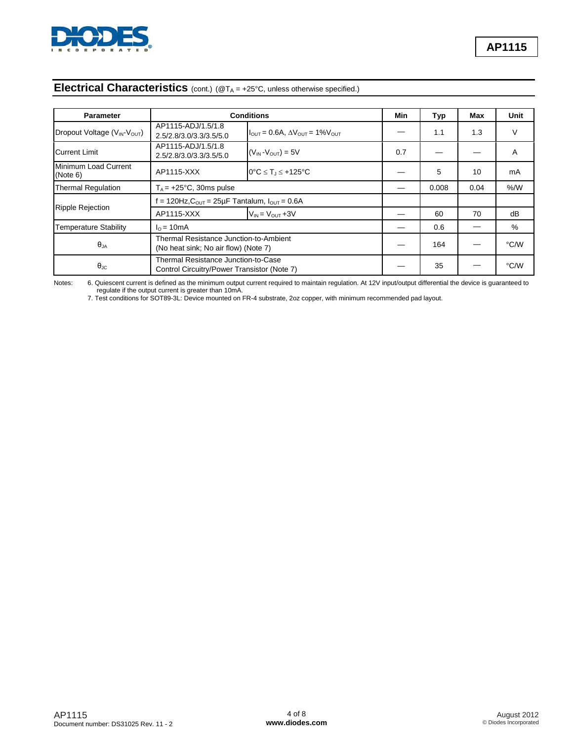## Electrical Characteristics (cont.) (@$T_A$ = +25°C, unless otherwise specified.)

| Parameter | Conditions | | Min | Typ | Max | Unit |
|---|---|---|---|---|---|---|
| Dropout Voltage ($V_{IN}$-$V_{OUT}$) | AP1115-ADJ/1.5/1.8 2.5/2.8/3.0/3.3/3.5/5.0 | $I_{OUT}$ = 0.6A, $\Delta V_{OUT}$ = 1%$V_{OUT}$ | — | 1.1 | 1.3 | V |
| Current Limit | AP1115-ADJ/1.5/1.8 2.5/2.8/3.0/3.3/3.5/5.0 | ($V_{IN}$ -$V_{OUT}$) = 5V | 0.7 | — | — | A |
| Minimum Load Current (Note 6) | AP1115-XXX | 0°C ≤ $T_J$ ≤ +125°C | — | 5 | 10 | mA |
| Thermal Regulation | $T_A$ = +25°C, 30ms pulse | | — | 0.008 | 0.04 | %/W |
| Ripple Rejection | f = 120Hz,$C_{OUT}$ = 25µF Tantalum, $I_{OUT}$ = 0.6A | | | | | |
| | AP1115-XXX | $V_{IN}$ = $V_{OUT}$ +3V | — | 60 | 70 | dB |
| Temperature Stability | $I_O$ = 10mA | | — | 0.6 | — | % |
| $\theta_{JA}$ | Thermal Resistance Junction-to-Ambient (No heat sink; No air flow) (Note 7) | | — | 164 | — | °C/W |
| $\theta_{JC}$ | Thermal Resistance Junction-to-Case Control Circuitry/Power Transistor (Note 7) | | — | 35 | — | °C/W |

Notes: 6. Quiescent current is defined as the minimum output current required to maintain regulation. At 12V input/output differential the device is guaranteed to regulate if the output current is greater than 10mA.

7. Test conditions for SOT89-3L: Device mounted on FR-4 substrate, 2oz copper, with minimum recommended pad layout.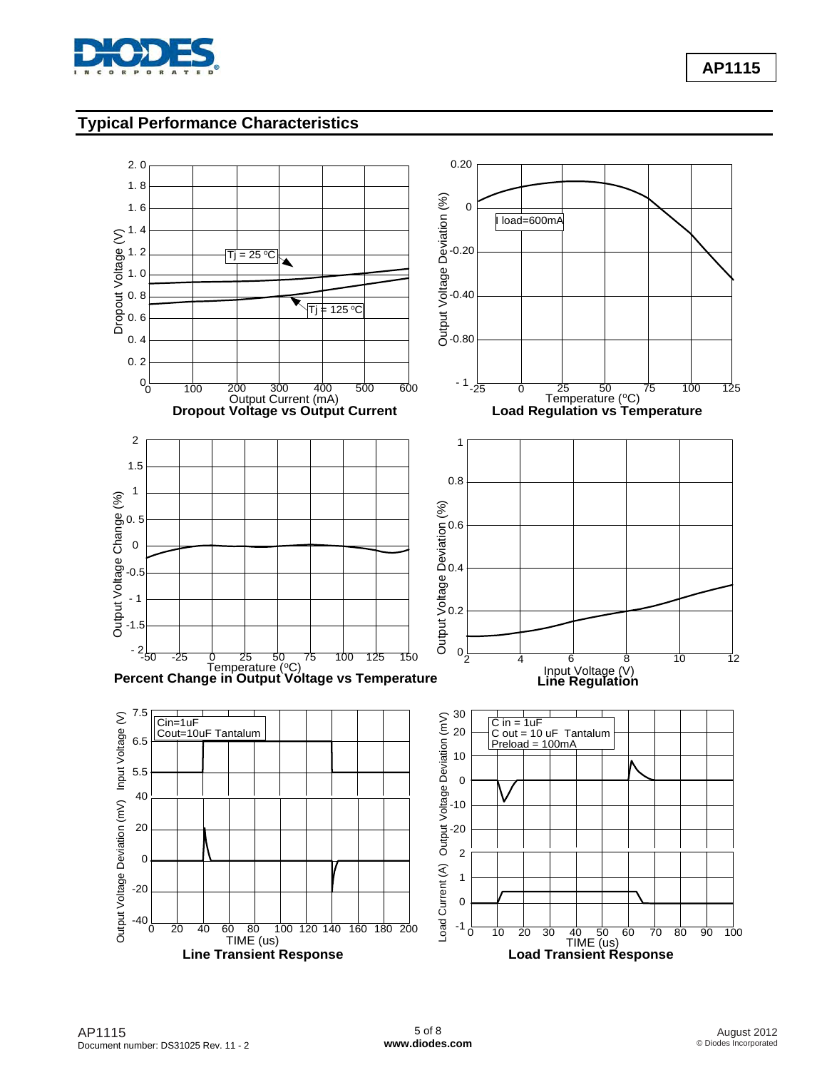## Typical Performance Characteristics

Dropout Voltage (V) vs Output Current (mA): Tj = 25 °C, Tj = 125 °C

**Dropout Voltage vs Output Current**

Output Voltage Deviation (%) vs Temperature (°C): I load=600mA

**Load Regulation vs Temperature**

Output Voltage Change (%) vs Temperature (°C)

**Percent Change in Output Voltage vs Temperature**

Output Voltage Deviation (%) vs Input Voltage (V)

**Line Regulation**

Input Voltage (V) / Output Voltage Deviation (mV) vs TIME (us): Cin=1uF, Cout=10uF Tantalum

**Line Transient Response**

Output Voltage Deviation (mV) / Load Current (A) vs TIME (us): C in = 1uF, C out = 10 uF Tantalum, Preload = 100mA

**Load Transient Response**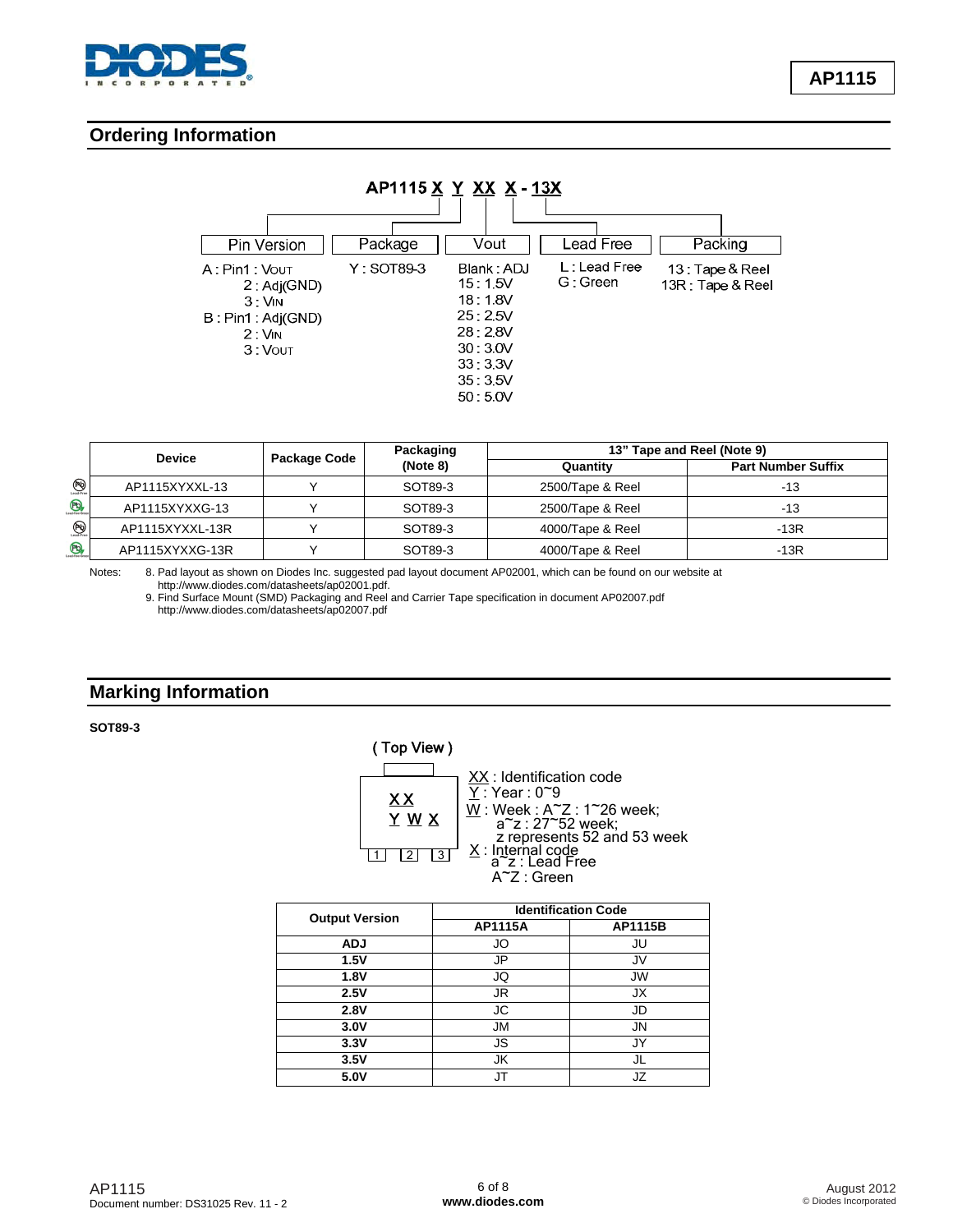## Ordering Information

AP1115 X Y XX X - 13X

| Pin Version | Package | Vout | Lead Free | Packing |
|---|---|---|---|---|
| A : Pin1 : VOUT<br>2 : Adj(GND)<br>3 : VIN<br>B : Pin1 : Adj(GND)<br>2 : VIN<br>3 : VOUT | Y : SOT89-3 | Blank : ADJ<br>15 : 1.5V<br>18 : 1.8V<br>25 : 2.5V<br>28 : 2.8V<br>30 : 3.0V<br>33 : 3.3V<br>35 : 3.5V<br>50 : 5.0V | L : Lead Free<br>G : Green | 13 : Tape & Reel<br>13R : Tape & Reel |

| Device | Package Code | Packaging (Note 8) | 13" Tape and Reel (Note 9) | |
|---|---|---|---|---|
| | | | Quantity | Part Number Suffix |
| AP1115XYXXL-13 | Y | SOT89-3 | 2500/Tape & Reel | -13 |
| AP1115XYXXG-13 | Y | SOT89-3 | 2500/Tape & Reel | -13 |
| AP1115XYXXL-13R | Y | SOT89-3 | 4000/Tape & Reel | -13R |
| AP1115XYXXG-13R | Y | SOT89-3 | 4000/Tape & Reel | -13R |

Notes: 8. Pad layout as shown on Diodes Inc. suggested pad layout document AP02001, which can be found on our website at http://www.diodes.com/datasheets/ap02001.pdf.
9. Find Surface Mount (SMD) Packaging and Reel and Carrier Tape specification in document AP02007.pdf http://www.diodes.com/datasheets/ap02007.pdf

## Marking Information

**SOT89-3**

( Top View )

XX
Y W X

XX : Identification code
Y : Year : 0~9
W : Week : A~Z : 1~26 week;
a~z : 27~52 week;
z represents 52 and 53 week
X : Internal code
a~z : Lead Free
A~Z : Green

| Output Version | Identification Code | |
|---|---|---|
| | AP1115A | AP1115B |
| **ADJ** | JO | JU |
| **1.5V** | JP | JV |
| **1.8V** | JQ | JW |
| **2.5V** | JR | JX |
| **2.8V** | JC | JD |
| **3.0V** | JM | JN |
| **3.3V** | JS | JY |
| **3.5V** | JK | JL |
| **5.0V** | JT | JZ |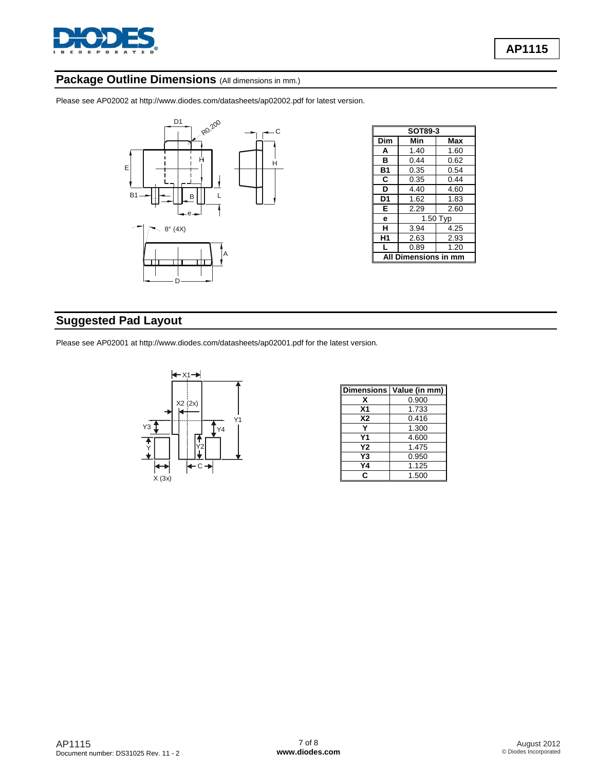## Package Outline Dimensions (All dimensions in mm.)

Please see AP02002 at http://www.diodes.com/datasheets/ap02002.pdf for latest version.

| SOT89-3 | | |
|---|---|---|
| **Dim** | **Min** | **Max** |
| **A** | 1.40 | 1.60 |
| **B** | 0.44 | 0.62 |
| **B1** | 0.35 | 0.54 |
| **C** | 0.35 | 0.44 |
| **D** | 4.40 | 4.60 |
| **D1** | 1.62 | 1.83 |
| **E** | 2.29 | 2.60 |
| **e** | 1.50 Typ | |
| **H** | 3.94 | 4.25 |
| **H1** | 2.63 | 2.93 |
| **L** | 0.89 | 1.20 |
| **All Dimensions in mm** | | |

## Suggested Pad Layout

Please see AP02001 at http://www.diodes.com/datasheets/ap02001.pdf for the latest version.

| Dimensions | Value (in mm) |
|---|---|
| **X** | 0.900 |
| **X1** | 1.733 |
| **X2** | 0.416 |
| **Y** | 1.300 |
| **Y1** | 4.600 |
| **Y2** | 1.475 |
| **Y3** | 0.950 |
| **Y4** | 1.125 |
| **C** | 1.500 |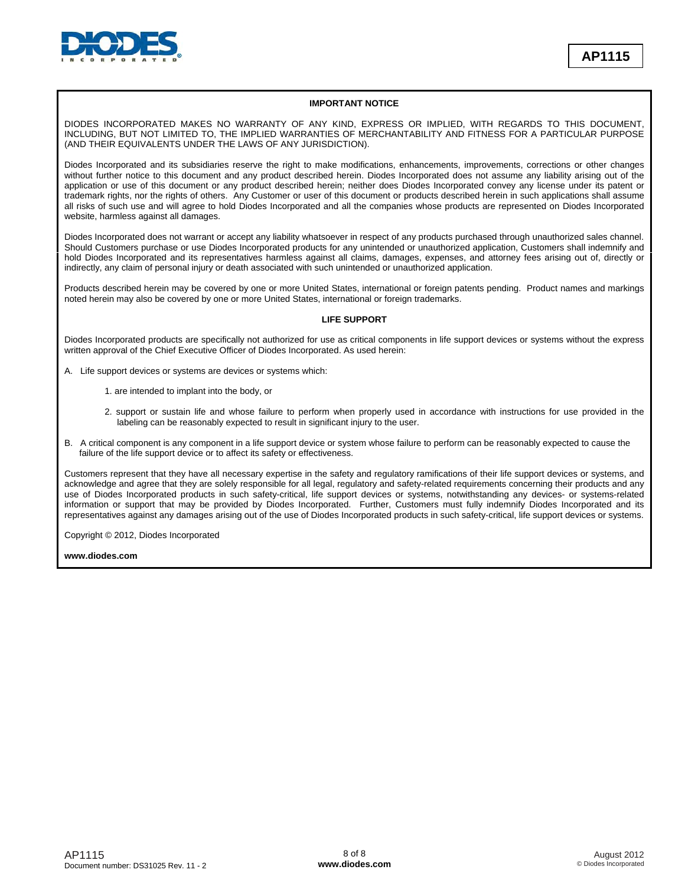**IMPORTANT NOTICE**

DIODES INCORPORATED MAKES NO WARRANTY OF ANY KIND, EXPRESS OR IMPLIED, WITH REGARDS TO THIS DOCUMENT, INCLUDING, BUT NOT LIMITED TO, THE IMPLIED WARRANTIES OF MERCHANTABILITY AND FITNESS FOR A PARTICULAR PURPOSE (AND THEIR EQUIVALENTS UNDER THE LAWS OF ANY JURISDICTION).

Diodes Incorporated and its subsidiaries reserve the right to make modifications, enhancements, improvements, corrections or other changes without further notice to this document and any product described herein. Diodes Incorporated does not assume any liability arising out of the application or use of this document or any product described herein; neither does Diodes Incorporated convey any license under its patent or trademark rights, nor the rights of others. Any Customer or user of this document or products described herein in such applications shall assume all risks of such use and will agree to hold Diodes Incorporated and all the companies whose products are represented on Diodes Incorporated website, harmless against all damages.

Diodes Incorporated does not warrant or accept any liability whatsoever in respect of any products purchased through unauthorized sales channel. Should Customers purchase or use Diodes Incorporated products for any unintended or unauthorized application, Customers shall indemnify and hold Diodes Incorporated and its representatives harmless against all claims, damages, expenses, and attorney fees arising out of, directly or indirectly, any claim of personal injury or death associated with such unintended or unauthorized application.

Products described herein may be covered by one or more United States, international or foreign patents pending. Product names and markings noted herein may also be covered by one or more United States, international or foreign trademarks.

**LIFE SUPPORT**

Diodes Incorporated products are specifically not authorized for use as critical components in life support devices or systems without the express written approval of the Chief Executive Officer of Diodes Incorporated. As used herein:

A. Life support devices or systems are devices or systems which:

1. are intended to implant into the body, or
2. support or sustain life and whose failure to perform when properly used in accordance with instructions for use provided in the labeling can be reasonably expected to result in significant injury to the user.

B. A critical component is any component in a life support device or system whose failure to perform can be reasonably expected to cause the failure of the life support device or to affect its safety or effectiveness.

Customers represent that they have all necessary expertise in the safety and regulatory ramifications of their life support devices or systems, and acknowledge and agree that they are solely responsible for all legal, regulatory and safety-related requirements concerning their products and any use of Diodes Incorporated products in such safety-critical, life support devices or systems, notwithstanding any devices- or systems-related information or support that may be provided by Diodes Incorporated. Further, Customers must fully indemnify Diodes Incorporated and its representatives against any damages arising out of the use of Diodes Incorporated products in such safety-critical, life support devices or systems.

Copyright © 2012, Diodes Incorporated

**www.diodes.com**